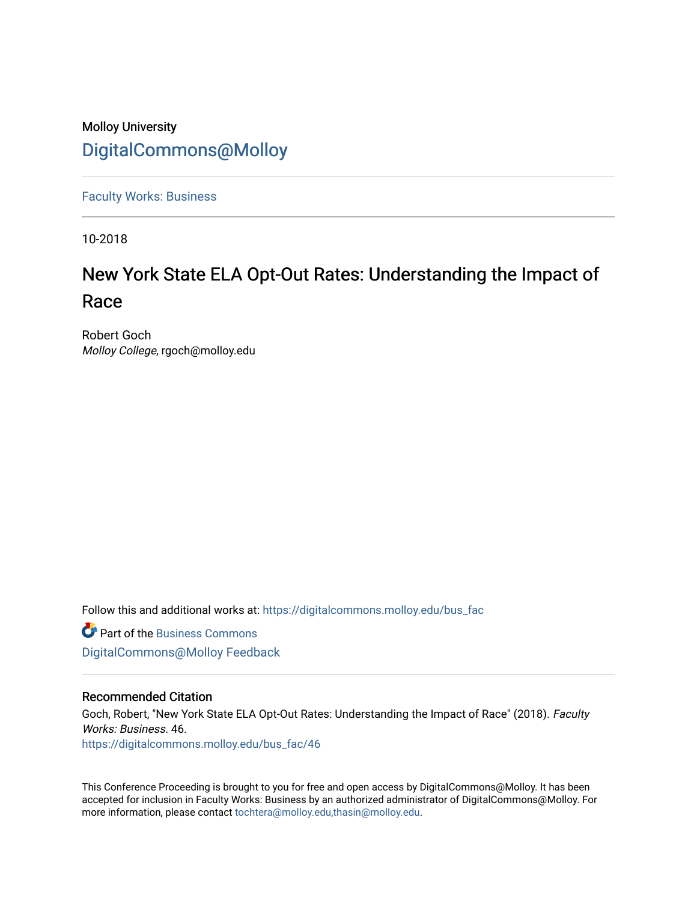Molloy University

# DigitalCommons@Molloy

Faculty Works: Business

10-2018

# New York State ELA Opt-Out Rates: Understanding the Impact of Race

Robert Goch
*Molloy College*, rgoch@molloy.edu

Follow this and additional works at: https://digitalcommons.molloy.edu/bus_fac

Part of the Business Commons

DigitalCommons@Molloy Feedback

## Recommended Citation

Goch, Robert, "New York State ELA Opt-Out Rates: Understanding the Impact of Race" (2018). *Faculty Works: Business*. 46.
https://digitalcommons.molloy.edu/bus_fac/46

This Conference Proceeding is brought to you for free and open access by DigitalCommons@Molloy. It has been accepted for inclusion in Faculty Works: Business by an authorized administrator of DigitalCommons@Molloy. For more information, please contact tochtera@molloy.edu,thasin@molloy.edu.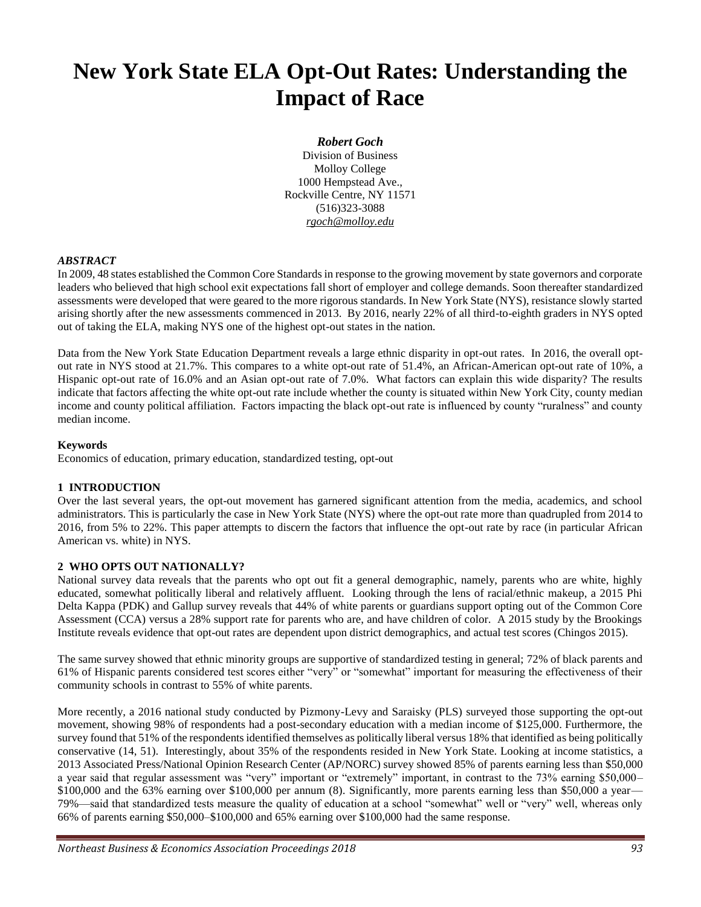# New York State ELA Opt-Out Rates: Understanding the Impact of Race

***Robert Goch***  
Division of Business  
Molloy College  
1000 Hempstead Ave.,  
Rockville Centre, NY 11571  
(516)323-3088  
*rgoch@molloy.edu*

***ABSTRACT***

In 2009, 48 states established the Common Core Standards in response to the growing movement by state governors and corporate leaders who believed that high school exit expectations fall short of employer and college demands. Soon thereafter standardized assessments were developed that were geared to the more rigorous standards. In New York State (NYS), resistance slowly started arising shortly after the new assessments commenced in 2013. By 2016, nearly 22% of all third-to-eighth graders in NYS opted out of taking the ELA, making NYS one of the highest opt-out states in the nation.

Data from the New York State Education Department reveals a large ethnic disparity in opt-out rates. In 2016, the overall opt-out rate in NYS stood at 21.7%. This compares to a white opt-out rate of 51.4%, an African-American opt-out rate of 10%, a Hispanic opt-out rate of 16.0% and an Asian opt-out rate of 7.0%. What factors can explain this wide disparity? The results indicate that factors affecting the white opt-out rate include whether the county is situated within New York City, county median income and county political affiliation. Factors impacting the black opt-out rate is influenced by county "ruralness" and county median income.

**Keywords**

Economics of education, primary education, standardized testing, opt-out

## 1 INTRODUCTION

Over the last several years, the opt-out movement has garnered significant attention from the media, academics, and school administrators. This is particularly the case in New York State (NYS) where the opt-out rate more than quadrupled from 2014 to 2016, from 5% to 22%. This paper attempts to discern the factors that influence the opt-out rate by race (in particular African American vs. white) in NYS.

## 2 WHO OPTS OUT NATIONALLY?

National survey data reveals that the parents who opt out fit a general demographic, namely, parents who are white, highly educated, somewhat politically liberal and relatively affluent. Looking through the lens of racial/ethnic makeup, a 2015 Phi Delta Kappa (PDK) and Gallup survey reveals that 44% of white parents or guardians support opting out of the Common Core Assessment (CCA) versus a 28% support rate for parents who are, and have children of color. A 2015 study by the Brookings Institute reveals evidence that opt-out rates are dependent upon district demographics, and actual test scores (Chingos 2015).

The same survey showed that ethnic minority groups are supportive of standardized testing in general; 72% of black parents and 61% of Hispanic parents considered test scores either "very" or "somewhat" important for measuring the effectiveness of their community schools in contrast to 55% of white parents.

More recently, a 2016 national study conducted by Pizmony-Levy and Saraisky (PLS) surveyed those supporting the opt-out movement, showing 98% of respondents had a post-secondary education with a median income of $125,000. Furthermore, the survey found that 51% of the respondents identified themselves as politically liberal versus 18% that identified as being politically conservative (14, 51). Interestingly, about 35% of the respondents resided in New York State. Looking at income statistics, a 2013 Associated Press/National Opinion Research Center (AP/NORC) survey showed 85% of parents earning less than $50,000 a year said that regular assessment was "very" important or "extremely" important, in contrast to the 73% earning $50,000–$100,000 and the 63% earning over $100,000 per annum (8). Significantly, more parents earning less than $50,000 a year—79%—said that standardized tests measure the quality of education at a school "somewhat" well or "very" well, whereas only 66% of parents earning $50,000–$100,000 and 65% earning over $100,000 had the same response.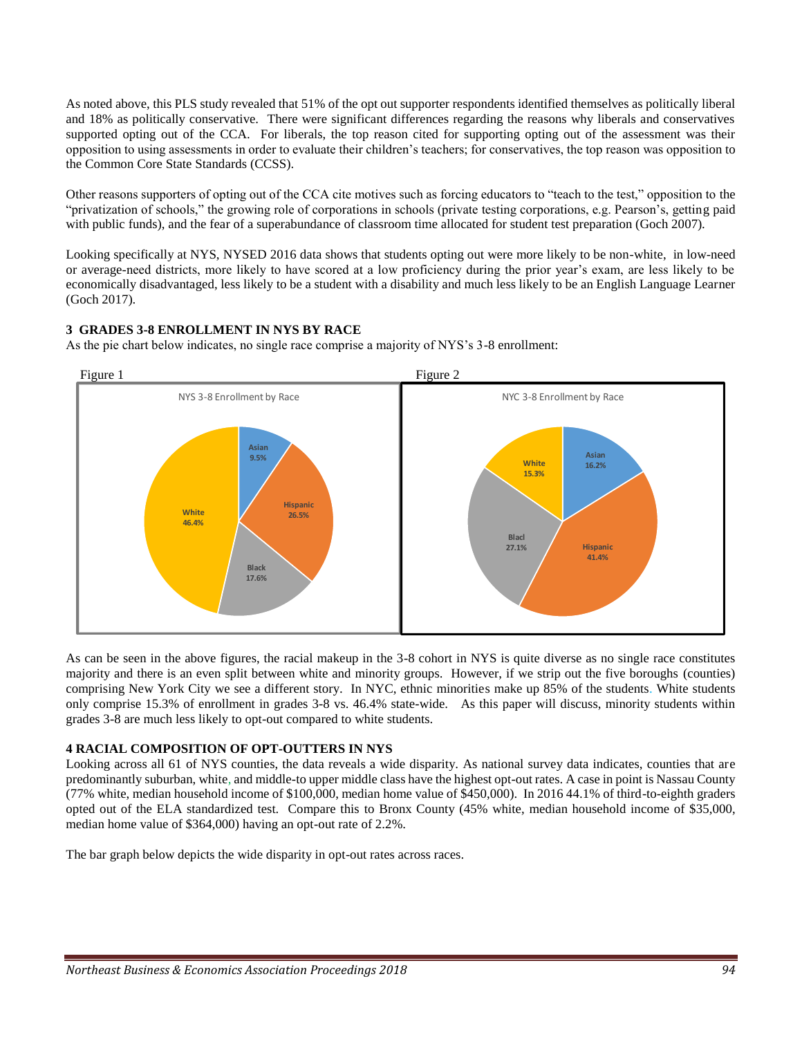As noted above, this PLS study revealed that 51% of the opt out supporter respondents identified themselves as politically liberal and 18% as politically conservative. There were significant differences regarding the reasons why liberals and conservatives supported opting out of the CCA. For liberals, the top reason cited for supporting opting out of the assessment was their opposition to using assessments in order to evaluate their children's teachers; for conservatives, the top reason was opposition to the Common Core State Standards (CCSS).

Other reasons supporters of opting out of the CCA cite motives such as forcing educators to "teach to the test," opposition to the "privatization of schools," the growing role of corporations in schools (private testing corporations, e.g. Pearson's, getting paid with public funds), and the fear of a superabundance of classroom time allocated for student test preparation (Goch 2007).

Looking specifically at NYS, NYSED 2016 data shows that students opting out were more likely to be non-white, in low-need or average-need districts, more likely to have scored at a low proficiency during the prior year's exam, are less likely to be economically disadvantaged, less likely to be a student with a disability and much less likely to be an English Language Learner (Goch 2017).

## 3 GRADES 3-8 ENROLLMENT IN NYS BY RACE

As the pie chart below indicates, no single race comprise a majority of NYS's 3-8 enrollment:

Figure 1

NYS 3-8 Enrollment by Race

Asian 9.5%, Hispanic 26.5%, Black 17.6%, White 46.4%

Figure 2

NYC 3-8 Enrollment by Race

Asian 16.2%, Hispanic 41.4%, Blacl 27.1%, White 15.3%

As can be seen in the above figures, the racial makeup in the 3-8 cohort in NYS is quite diverse as no single race constitutes majority and there is an even split between white and minority groups. However, if we strip out the five boroughs (counties) comprising New York City we see a different story. In NYC, ethnic minorities make up 85% of the students. White students only comprise 15.3% of enrollment in grades 3-8 vs. 46.4% state-wide. As this paper will discuss, minority students within grades 3-8 are much less likely to opt-out compared to white students.

## 4 RACIAL COMPOSITION OF OPT-OUTTERS IN NYS

Looking across all 61 of NYS counties, the data reveals a wide disparity. As national survey data indicates, counties that are predominantly suburban, white, and middle-to upper middle class have the highest opt-out rates. A case in point is Nassau County (77% white, median household income of $100,000, median home value of $450,000). In 2016 44.1% of third-to-eighth graders opted out of the ELA standardized test. Compare this to Bronx County (45% white, median household income of $35,000, median home value of $364,000) having an opt-out rate of 2.2%.

The bar graph below depicts the wide disparity in opt-out rates across races.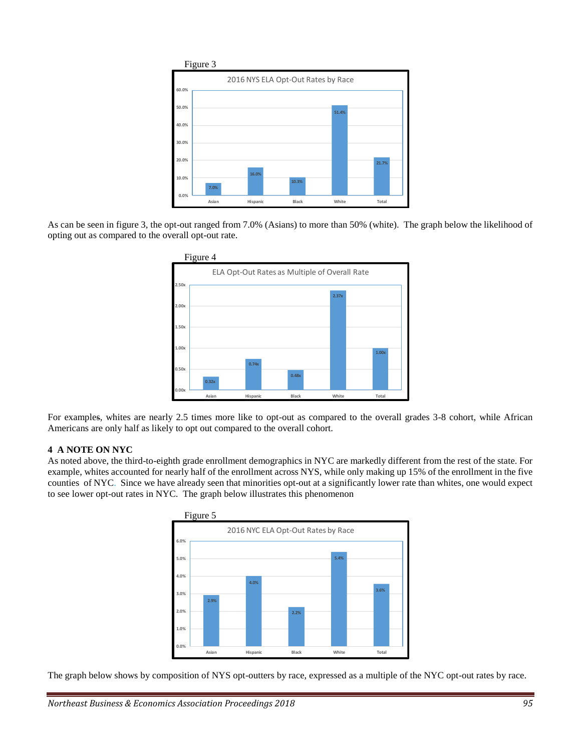Figure 3

2016 NYS ELA Opt-Out Rates by Race

| Asian | Hispanic | Black | White | Total |
|---|---|---|---|---|
| 7.0% | 16.0% | 10.3% | 51.4% | 21.7% |

As can be seen in figure 3, the opt-out ranged from 7.0% (Asians) to more than 50% (white). The graph below the likelihood of opting out as compared to the overall opt-out rate.

Figure 4

ELA Opt-Out Rates as Multiple of Overall Rate

| Asian | Hispanic | Black | White | Total |
|---|---|---|---|---|
| 0.32x | 0.74x | 0.48x | 2.37x | 1.00x |

For examples, whites are nearly 2.5 times more like to opt-out as compared to the overall grades 3-8 cohort, while African Americans are only half as likely to opt out compared to the overall cohort.

### 4 A NOTE ON NYC

As noted above, the third-to-eighth grade enrollment demographics in NYC are markedly different from the rest of the state. For example, whites accounted for nearly half of the enrollment across NYS, while only making up 15% of the enrollment in the five counties of NYC. Since we have already seen that minorities opt-out at a significantly lower rate than whites, one would expect to see lower opt-out rates in NYC. The graph below illustrates this phenomenon

Figure 5

2016 NYC ELA Opt-Out Rates by Race

| Asian | Hispanic | Black | White | Total |
|---|---|---|---|---|
| 2.9% | 4.0% | 2.2% | 5.4% | 3.6% |

The graph below shows by composition of NYS opt-outters by race, expressed as a multiple of the NYC opt-out rates by race.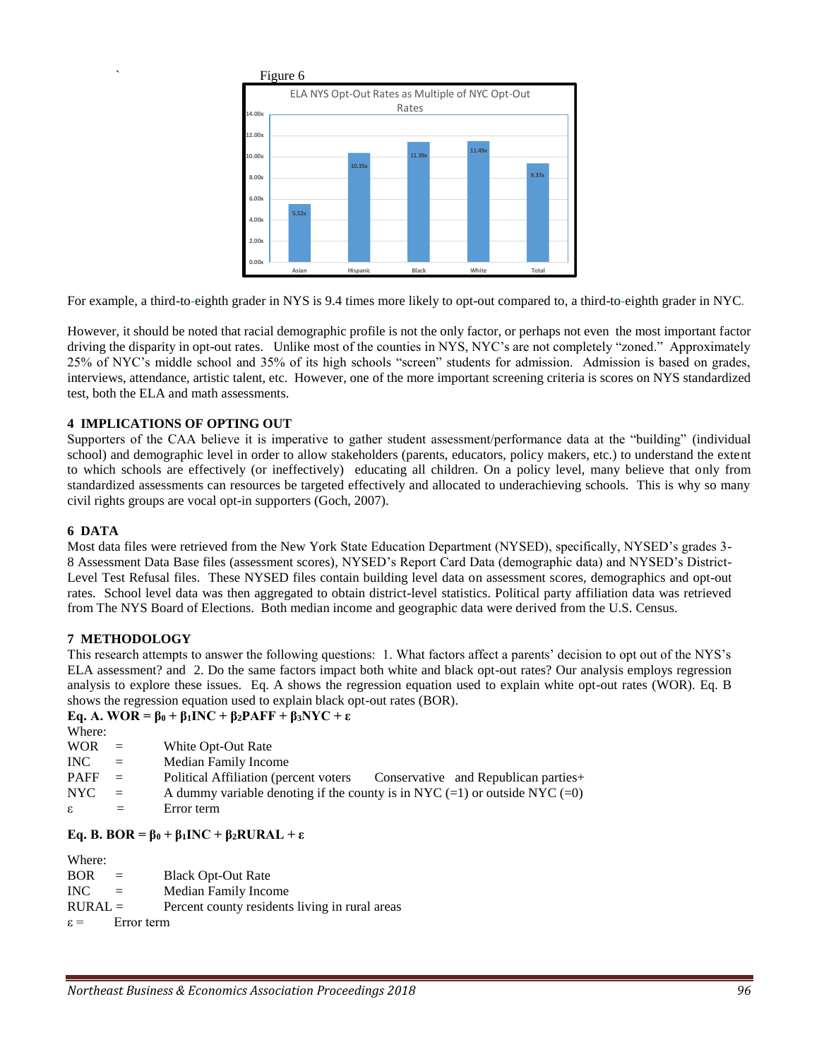Figure 6

| ELA NYS Opt-Out Rates as Multiple of NYC Opt-Out Rates | |
|---|---|
| Asian | 5.52x |
| Hispanic | 10.35x |
| Black | 11.39x |
| White | 11.49x |
| Total | 9.37x |

For example, a third-to-eighth grader in NYS is 9.4 times more likely to opt-out compared to, a third-to-eighth grader in NYC.

However, it should be noted that racial demographic profile is not the only factor, or perhaps not even the most important factor driving the disparity in opt-out rates. Unlike most of the counties in NYS, NYC's are not completely "zoned." Approximately 25% of NYC's middle school and 35% of its high schools "screen" students for admission. Admission is based on grades, interviews, attendance, artistic talent, etc. However, one of the more important screening criteria is scores on NYS standardized test, both the ELA and math assessments.

## 4 IMPLICATIONS OF OPTING OUT

Supporters of the CAA believe it is imperative to gather student assessment/performance data at the "building" (individual school) and demographic level in order to allow stakeholders (parents, educators, policy makers, etc.) to understand the extent to which schools are effectively (or ineffectively) educating all children. On a policy level, many believe that only from standardized assessments can resources be targeted effectively and allocated to underachieving schools. This is why so many civil rights groups are vocal opt-in supporters (Goch, 2007).

## 6 DATA

Most data files were retrieved from the New York State Education Department (NYSED), specifically, NYSED's grades 3-8 Assessment Data Base files (assessment scores), NYSED's Report Card Data (demographic data) and NYSED's District-Level Test Refusal files. These NYSED files contain building level data on assessment scores, demographics and opt-out rates. School level data was then aggregated to obtain district-level statistics. Political party affiliation data was retrieved from The NYS Board of Elections. Both median income and geographic data were derived from the U.S. Census.

## 7 METHODOLOGY

This research attempts to answer the following questions: 1. What factors affect a parents' decision to opt out of the NYS's ELA assessment? and 2. Do the same factors impact both white and black opt-out rates? Our analysis employs regression analysis to explore these issues. Eq. A shows the regression equation used to explain white opt-out rates (WOR). Eq. B shows the regression equation used to explain black opt-out rates (BOR).

**Eq. A.** $WOR = \beta_0 + \beta_1 INC + \beta_2 PAFF + \beta_3 NYC + \varepsilon$

Where:

WOR = White Opt-Out Rate
INC = Median Family Income
PAFF = Political Affiliation (percent voters Conservative and Republican parties+
NYC = A dummy variable denoting if the county is in NYC (=1) or outside NYC (=0)
$\varepsilon$ = Error term

**Eq. B.** $BOR = \beta_0 + \beta_1 INC + \beta_2 RURAL + \varepsilon$

Where:

BOR = Black Opt-Out Rate
INC = Median Family Income
RURAL = Percent county residents living in rural areas
$\varepsilon$ = Error term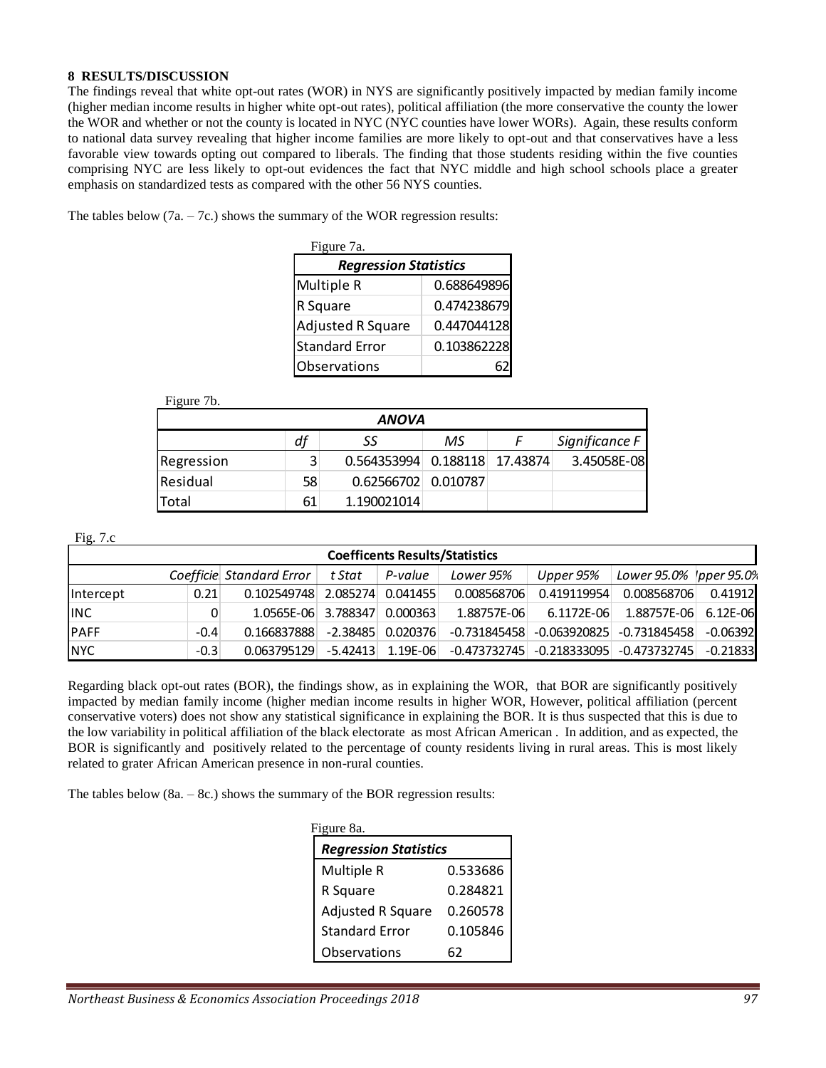## 8 RESULTS/DISCUSSION

The findings reveal that white opt-out rates (WOR) in NYS are significantly positively impacted by median family income (higher median income results in higher white opt-out rates), political affiliation (the more conservative the county the lower the WOR and whether or not the county is located in NYC (NYC counties have lower WORs). Again, these results conform to national data survey revealing that higher income families are more likely to opt-out and that conservatives have a less favorable view towards opting out compared to liberals. The finding that those students residing within the five counties comprising NYC are less likely to opt-out evidences the fact that NYC middle and high school schools place a greater emphasis on standardized tests as compared with the other 56 NYS counties.

The tables below (7a. – 7c.) shows the summary of the WOR regression results:

Figure 7a.

| *Regression Statistics* | |
|---|---|
| Multiple R | 0.688649896 |
| R Square | 0.474238679 |
| Adjusted R Square | 0.447044128 |
| Standard Error | 0.103862228 |
| Observations | 62 |

Figure 7b.

| *ANOVA* | | | | | |
|---|---|---|---|---|---|
| | *df* | *SS* | *MS* | *F* | *Significance F* |
| Regression | 3 | 0.564353994 | 0.188118 | 17.43874 | 3.45058E-08 |
| Residual | 58 | 0.62566702 | 0.010787 | | |
| Total | 61 | 1.190021014 | | | |

Fig. 7.c

| **Coefficents Results/Statistics** | | | | | | | | |
|---|---|---|---|---|---|---|---|---|
| | *Coefficie* | *Standard Error* | *t Stat* | *P-value* | *Lower 95%* | *Upper 95%* | *Lower 95.0%* | *Upper 95.0%* |
| Intercept | 0.21 | 0.102549748 | 2.085274 | 0.041455 | 0.008568706 | 0.419119954 | 0.008568706 | 0.41912 |
| INC | 0 | 1.0565E-06 | 3.788347 | 0.000363 | 1.88757E-06 | 6.1172E-06 | 1.88757E-06 | 6.12E-06 |
| PAFF | -0.4 | 0.166837888 | -2.38485 | 0.020376 | -0.731845458 | -0.063920825 | -0.731845458 | -0.06392 |
| NYC | -0.3 | 0.063795129 | -5.42413 | 1.19E-06 | -0.473732745 | -0.218333095 | -0.473732745 | -0.21833 |

Regarding black opt-out rates (BOR), the findings show, as in explaining the WOR, that BOR are significantly positively impacted by median family income (higher median income results in higher WOR, However, political affiliation (percent conservative voters) does not show any statistical significance in explaining the BOR. It is thus suspected that this is due to the low variability in political affiliation of the black electorate as most African American . In addition, and as expected, the BOR is significantly and positively related to the percentage of county residents living in rural areas. This is most likely related to grater African American presence in non-rural counties.

The tables below (8a. – 8c.) shows the summary of the BOR regression results:

Figure 8a.

| *Regression Statistics* | |
|---|---|
| Multiple R | 0.533686 |
| R Square | 0.284821 |
| Adjusted R Square | 0.260578 |
| Standard Error | 0.105846 |
| Observations | 62 |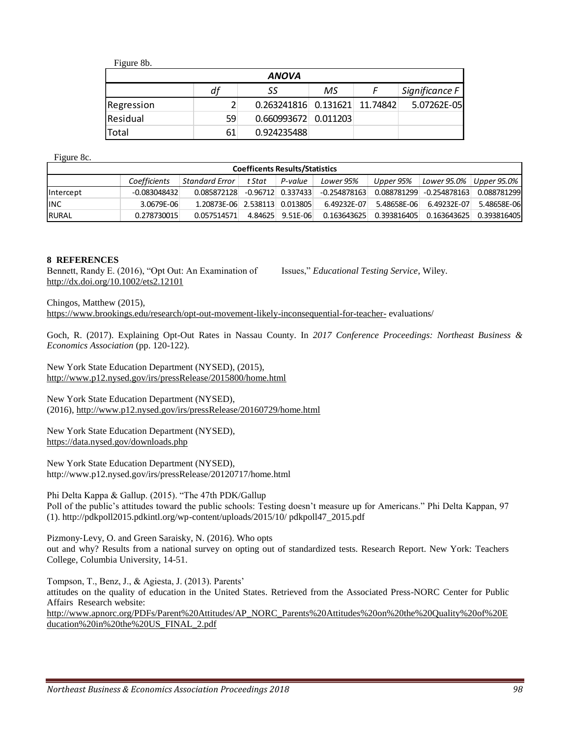Figure 8b.

| ANOVA | | | | | |
|---|---|---|---|---|---|
| | *df* | *SS* | *MS* | *F* | *Significance F* |
| Regression | 2 | 0.263241816 | 0.131621 | 11.74842 | 5.07262E-05 |
| Residual | 59 | 0.660993672 | 0.011203 | | |
| Total | 61 | 0.924235488 | | | |

Figure 8c.

| Coefficents Results/Statistics | | | | | | | | |
|---|---|---|---|---|---|---|---|---|
| | *Coefficients* | *Standard Error* | *t Stat* | *P-value* | *Lower 95%* | *Upper 95%* | *Lower 95.0%* | *Upper 95.0%* |
| Intercept | -0.083048432 | 0.085872128 | -0.96712 | 0.337433 | -0.254878163 | 0.088781299 | -0.254878163 | 0.088781299 |
| INC | 3.0679E-06 | 1.20873E-06 | 2.538113 | 0.013805 | 6.49232E-07 | 5.48658E-06 | 6.49232E-07 | 5.48658E-06 |
| RURAL | 0.278730015 | 0.057514571 | 4.84625 | 9.51E-06 | 0.163643625 | 0.393816405 | 0.163643625 | 0.393816405 |

## 8 REFERENCES

Bennett, Randy E. (2016), "Opt Out: An Examination of Issues," *Educational Testing Service*, Wiley. http://dx.doi.org/10.1002/ets2.12101

Chingos, Matthew (2015), https://www.brookings.edu/research/opt-out-movement-likely-inconsequential-for-teacher- evaluations/

Goch, R. (2017). Explaining Opt-Out Rates in Nassau County. In *2017 Conference Proceedings: Northeast Business & Economics Association* (pp. 120-122).

New York State Education Department (NYSED), (2015), http://www.p12.nysed.gov/irs/pressRelease/2015800/home.html

New York State Education Department (NYSED), (2016), http://www.p12.nysed.gov/irs/pressRelease/20160729/home.html

New York State Education Department (NYSED), https://data.nysed.gov/downloads.php

New York State Education Department (NYSED), http://www.p12.nysed.gov/irs/pressRelease/20120717/home.html

Phi Delta Kappa & Gallup. (2015). "The 47th PDK/Gallup Poll of the public's attitudes toward the public schools: Testing doesn't measure up for Americans." Phi Delta Kappan, 97 (1). http://pdkpoll2015.pdkintl.org/wp-content/uploads/2015/10/ pdkpoll47_2015.pdf

Pizmony-Levy, O. and Green Saraisky, N. (2016). Who opts out and why? Results from a national survey on opting out of standardized tests. Research Report. New York: Teachers College, Columbia University, 14-51.

Tompson, T., Benz, J., & Agiesta, J. (2013). Parents' attitudes on the quality of education in the United States. Retrieved from the Associated Press-NORC Center for Public Affairs Research website: http://www.apnorc.org/PDFs/Parent%20Attitudes/AP_NORC_Parents%20Attitudes%20on%20the%20Quality%20of%20Education%20in%20the%20US_FINAL_2.pdf